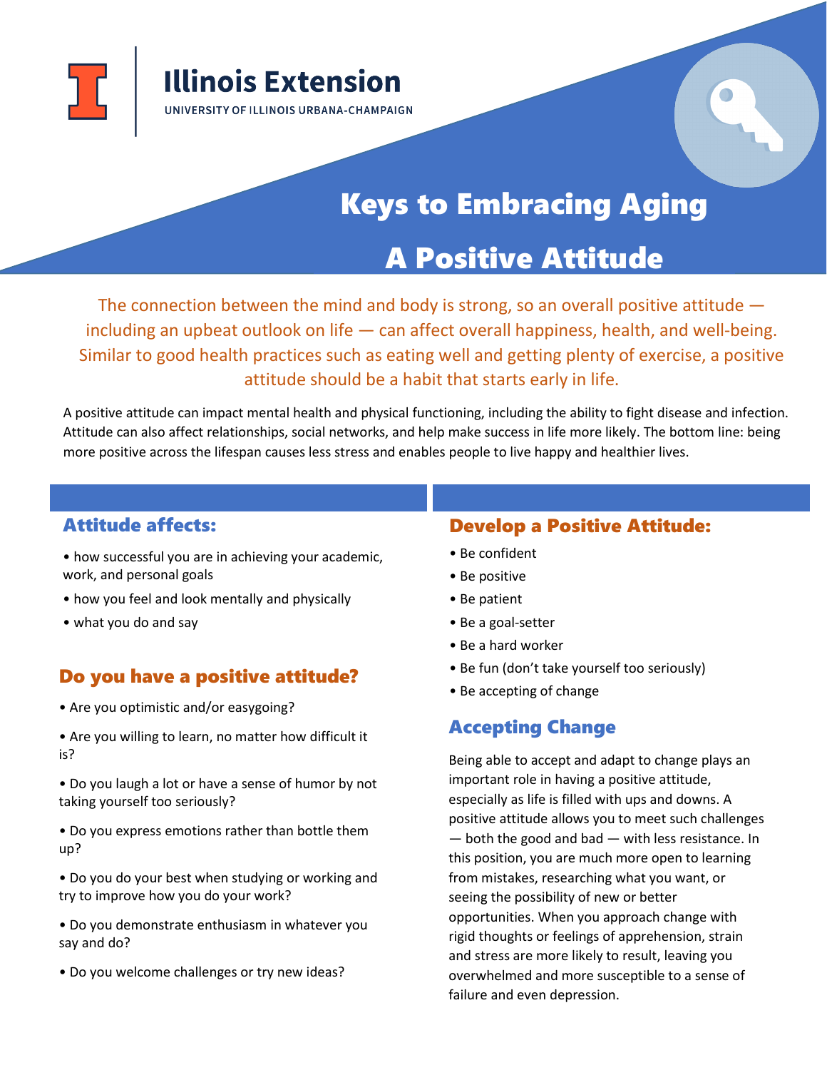Illinois Extension

UNIVERSITY OF ILLINOIS URBANA-CHAMPAIGN

# Keys to Embracing Aging

## A Positive Attitude

The connection between the mind and body is strong, so an overall positive attitude — including an upbeat outlook on life — can affect overall happiness, health, and well-being. Similar to good health practices such as eating well and getting plenty of exercise, a positive attitude should be a habit that starts early in life.

A positive attitude can impact mental health and physical functioning, including the ability to fight disease and infection. Attitude can also affect relationships, social networks, and help make success in life more likely. The bottom line: being more positive across the lifespan causes less stress and enables people to live happy and healthier lives.

### Attitude affects:

- how successful you are in achieving your academic, work, and personal goals
- how you feel and look mentally and physically
- what you do and say

### Do you have a positive attitude?

- Are you optimistic and/or easygoing?
- Are you willing to learn, no matter how difficult it is?
- Do you laugh a lot or have a sense of humor by not taking yourself too seriously?
- Do you express emotions rather than bottle them up?
- Do you do your best when studying or working and try to improve how you do your work?
- Do you demonstrate enthusiasm in whatever you say and do?
- Do you welcome challenges or try new ideas?

### Develop a Positive Attitude:

- Be confident
- Be positive
- Be patient
- Be a goal-setter
- Be a hard worker
- Be fun (don't take yourself too seriously)
- Be accepting of change

### Accepting Change

Being able to accept and adapt to change plays an important role in having a positive attitude, especially as life is filled with ups and downs. A positive attitude allows you to meet such challenges — both the good and bad — with less resistance. In this position, you are much more open to learning from mistakes, researching what you want, or seeing the possibility of new or better opportunities. When you approach change with rigid thoughts or feelings of apprehension, strain and stress are more likely to result, leaving you overwhelmed and more susceptible to a sense of failure and even depression.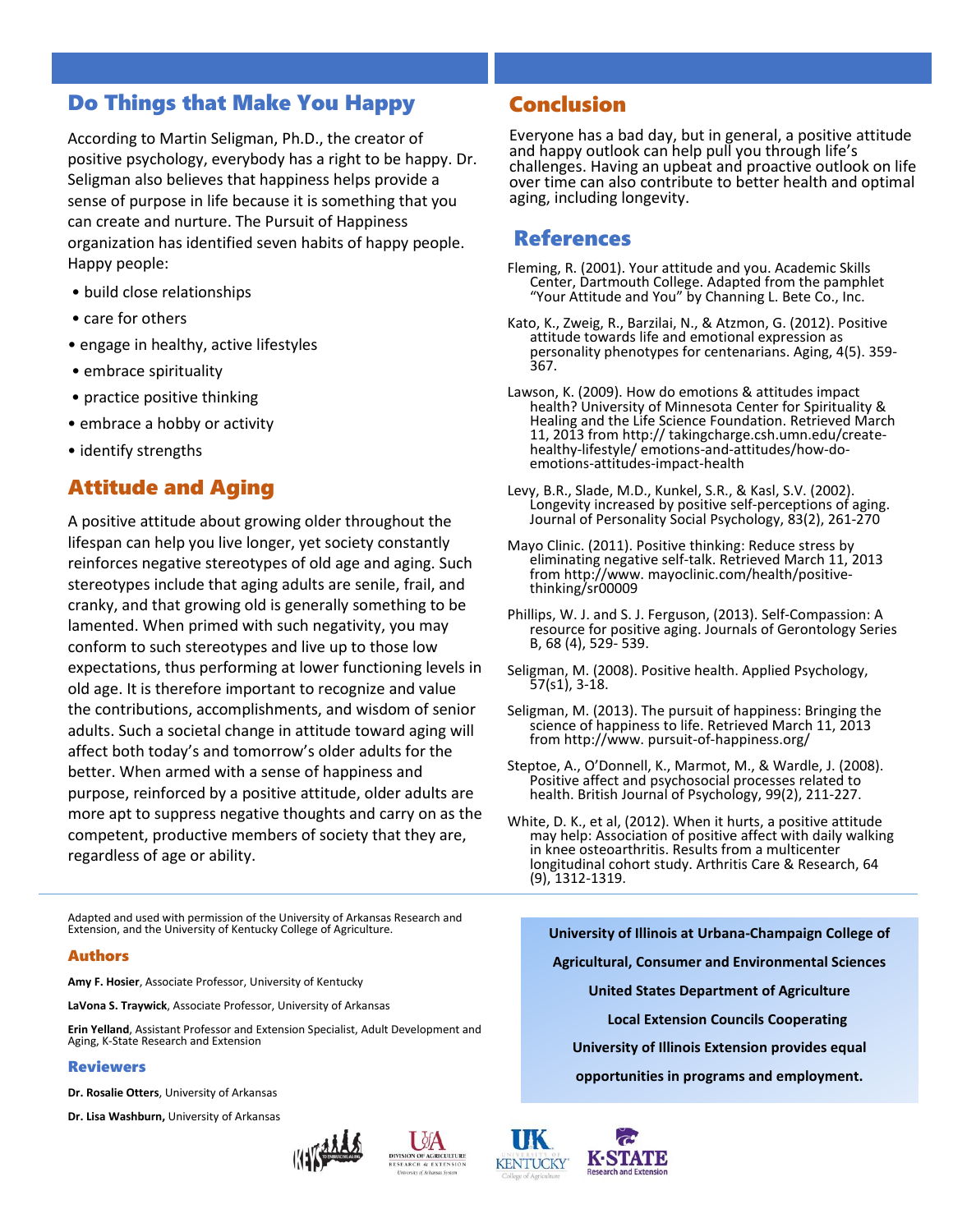## Do Things that Make You Happy

According to Martin Seligman, Ph.D., the creator of positive psychology, everybody has a right to be happy. Dr. Seligman also believes that happiness helps provide a sense of purpose in life because it is something that you can create and nurture. The Pursuit of Happiness organization has identified seven habits of happy people. Happy people:

- build close relationships
- care for others
- engage in healthy, active lifestyles
- embrace spirituality
- practice positive thinking
- embrace a hobby or activity
- identify strengths

## Attitude and Aging

A positive attitude about growing older throughout the lifespan can help you live longer, yet society constantly reinforces negative stereotypes of old age and aging. Such stereotypes include that aging adults are senile, frail, and cranky, and that growing old is generally something to be lamented. When primed with such negativity, you may conform to such stereotypes and live up to those low expectations, thus performing at lower functioning levels in old age. It is therefore important to recognize and value the contributions, accomplishments, and wisdom of senior adults. Such a societal change in attitude toward aging will affect both today's and tomorrow's older adults for the better. When armed with a sense of happiness and purpose, reinforced by a positive attitude, older adults are more apt to suppress negative thoughts and carry on as the competent, productive members of society that they are, regardless of age or ability.

## Conclusion

Everyone has a bad day, but in general, a positive attitude and happy outlook can help pull you through life's challenges. Having an upbeat and proactive outlook on life over time can also contribute to better health and optimal aging, including longevity.

## References

Fleming, R. (2001). Your attitude and you. Academic Skills Center, Dartmouth College. Adapted from the pamphlet "Your Attitude and You" by Channing L. Bete Co., Inc.

Kato, K., Zweig, R., Barzilai, N., & Atzmon, G. (2012). Positive attitude towards life and emotional expression as personality phenotypes for centenarians. Aging, 4(5). 359-367.

Lawson, K. (2009). How do emotions & attitudes impact health? University of Minnesota Center for Spirituality & Healing and the Life Science Foundation. Retrieved March 11, 2013 from http:// takingcharge.csh.umn.edu/create-healthy-lifestyle/ emotions-and-attitudes/how-do-emotions-attitudes-impact-health

Levy, B.R., Slade, M.D., Kunkel, S.R., & Kasl, S.V. (2002). Longevity increased by positive self-perceptions of aging. Journal of Personality Social Psychology, 83(2), 261-270

Mayo Clinic. (2011). Positive thinking: Reduce stress by eliminating negative self-talk. Retrieved March 11, 2013 from http://www. mayoclinic.com/health/positive-thinking/sr00009

Phillips, W. J. and S. J. Ferguson, (2013). Self-Compassion: A resource for positive aging. Journals of Gerontology Series B, 68 (4), 529- 539.

Seligman, M. (2008). Positive health. Applied Psychology, 57(s1), 3-18.

Seligman, M. (2013). The pursuit of happiness: Bringing the science of happiness to life. Retrieved March 11, 2013 from http://www. pursuit-of-happiness.org/

Steptoe, A., O'Donnell, K., Marmot, M., & Wardle, J. (2008). Positive affect and psychosocial processes related to health. British Journal of Psychology, 99(2), 211-227.

White, D. K., et al, (2012). When it hurts, a positive attitude may help: Association of positive affect with daily walking in knee osteoarthritis. Results from a multicenter longitudinal cohort study. Arthritis Care & Research, 64 (9), 1312-1319.

---

Adapted and used with permission of the University of Arkansas Research and Extension, and the University of Kentucky College of Agriculture.

### Authors

**Amy F. Hosier**, Associate Professor, University of Kentucky

**LaVona S. Traywick**, Associate Professor, University of Arkansas

**Erin Yelland**, Assistant Professor and Extension Specialist, Adult Development and Aging, K-State Research and Extension

### Reviewers

**Dr. Rosalie Otters**, University of Arkansas

**Dr. Lisa Washburn,** University of Arkansas

**University of Illinois at Urbana-Champaign College of Agricultural, Consumer and Environmental Sciences**

**United States Department of Agriculture**

**Local Extension Councils Cooperating**

**University of Illinois Extension provides equal opportunities in programs and employment.**